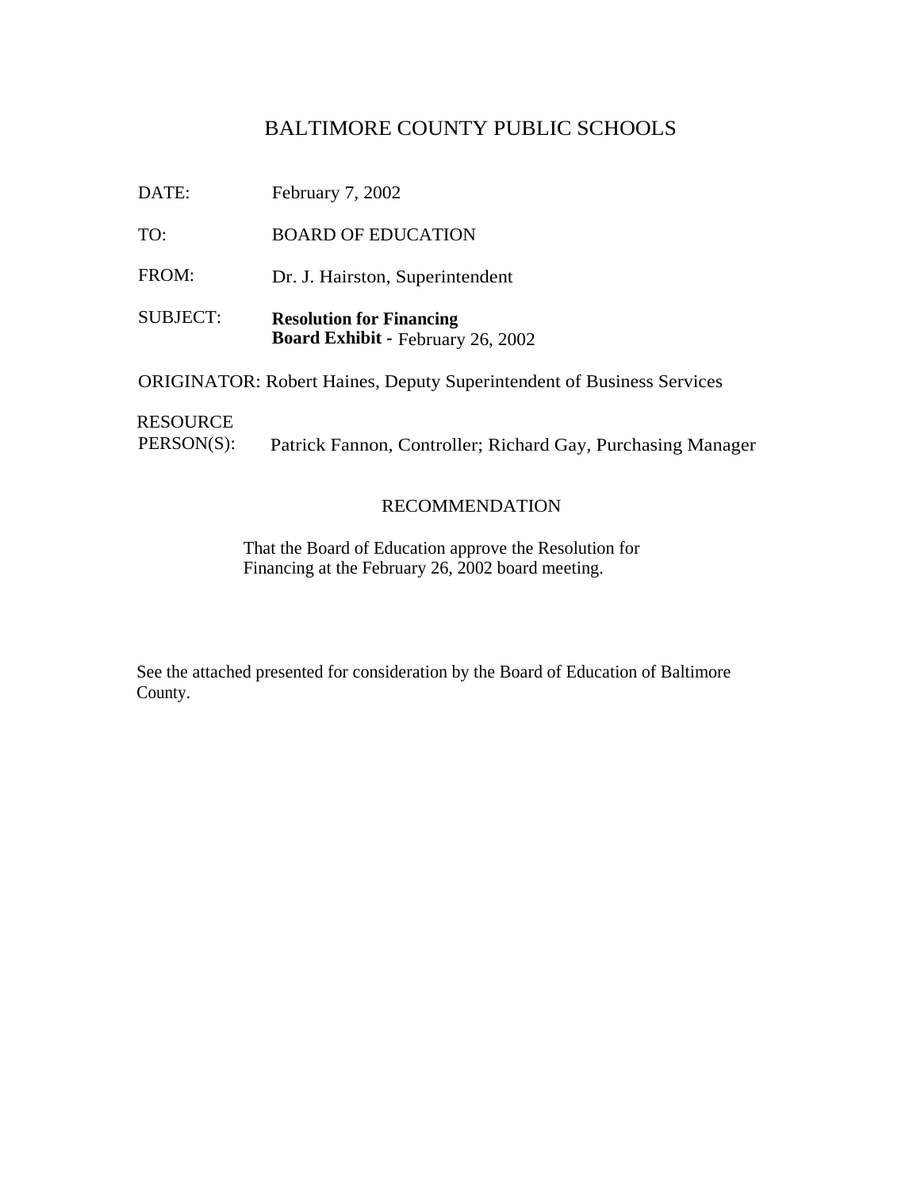# BALTIMORE COUNTY PUBLIC SCHOOLS

DATE: February 7, 2002

TO: BOARD OF EDUCATION

FROM: Dr. J. Hairston, Superintendent

SUBJECT: **Resolution for Financing**
**Board Exhibit -** February 26, 2002

ORIGINATOR: Robert Haines, Deputy Superintendent of Business Services

RESOURCE PERSON(S): Patrick Fannon, Controller; Richard Gay, Purchasing Manager

## RECOMMENDATION

That the Board of Education approve the Resolution for Financing at the February 26, 2002 board meeting.

See the attached presented for consideration by the Board of Education of Baltimore County.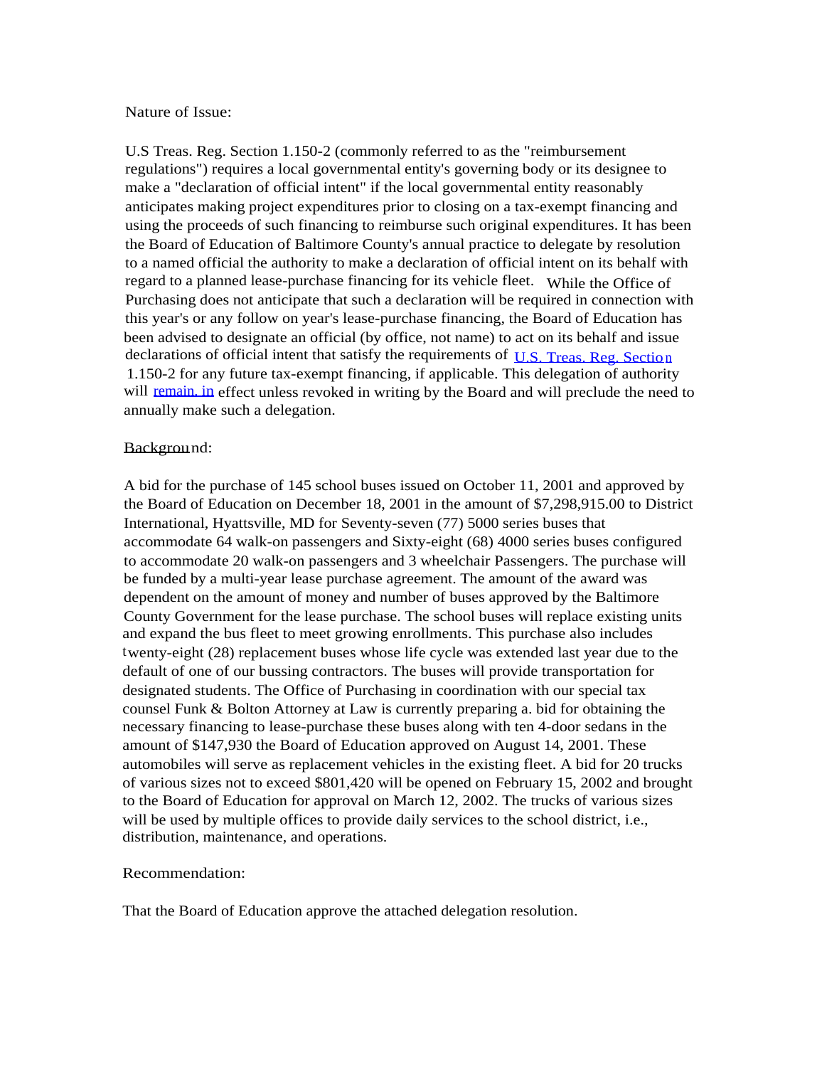Nature of Issue:

U.S Treas. Reg. Section 1.150-2 (commonly referred to as the "reimbursement regulations") requires a local governmental entity's governing body or its designee to make a "declaration of official intent" if the local governmental entity reasonably anticipates making project expenditures prior to closing on a tax-exempt financing and using the proceeds of such financing to reimburse such original expenditures. It has been the Board of Education of Baltimore County's annual practice to delegate by resolution to a named official the authority to make a declaration of official intent on its behalf with regard to a planned lease-purchase financing for its vehicle fleet. While the Office of Purchasing does not anticipate that such a declaration will be required in connection with this year's or any follow on year's lease-purchase financing, the Board of Education has been advised to designate an official (by office, not name) to act on its behalf and issue declarations of official intent that satisfy the requirements of U.S. Treas. Reg. Section 1.150-2 for any future tax-exempt financing, if applicable. This delegation of authority will remain in effect unless revoked in writing by the Board and will preclude the need to annually make such a delegation.

Background:

A bid for the purchase of 145 school buses issued on October 11, 2001 and approved by the Board of Education on December 18, 2001 in the amount of $7,298,915.00 to District International, Hyattsville, MD for Seventy-seven (77) 5000 series buses that accommodate 64 walk-on passengers and Sixty-eight (68) 4000 series buses configured to accommodate 20 walk-on passengers and 3 wheelchair Passengers. The purchase will be funded by a multi-year lease purchase agreement. The amount of the award was dependent on the amount of money and number of buses approved by the Baltimore County Government for the lease purchase. The school buses will replace existing units and expand the bus fleet to meet growing enrollments. This purchase also includes twenty-eight (28) replacement buses whose life cycle was extended last year due to the default of one of our bussing contractors. The buses will provide transportation for designated students. The Office of Purchasing in coordination with our special tax counsel Funk & Bolton Attorney at Law is currently preparing a. bid for obtaining the necessary financing to lease-purchase these buses along with ten 4-door sedans in the amount of $147,930 the Board of Education approved on August 14, 2001. These automobiles will serve as replacement vehicles in the existing fleet. A bid for 20 trucks of various sizes not to exceed $801,420 will be opened on February 15, 2002 and brought to the Board of Education for approval on March 12, 2002. The trucks of various sizes will be used by multiple offices to provide daily services to the school district, i.e., distribution, maintenance, and operations.

Recommendation:

That the Board of Education approve the attached delegation resolution.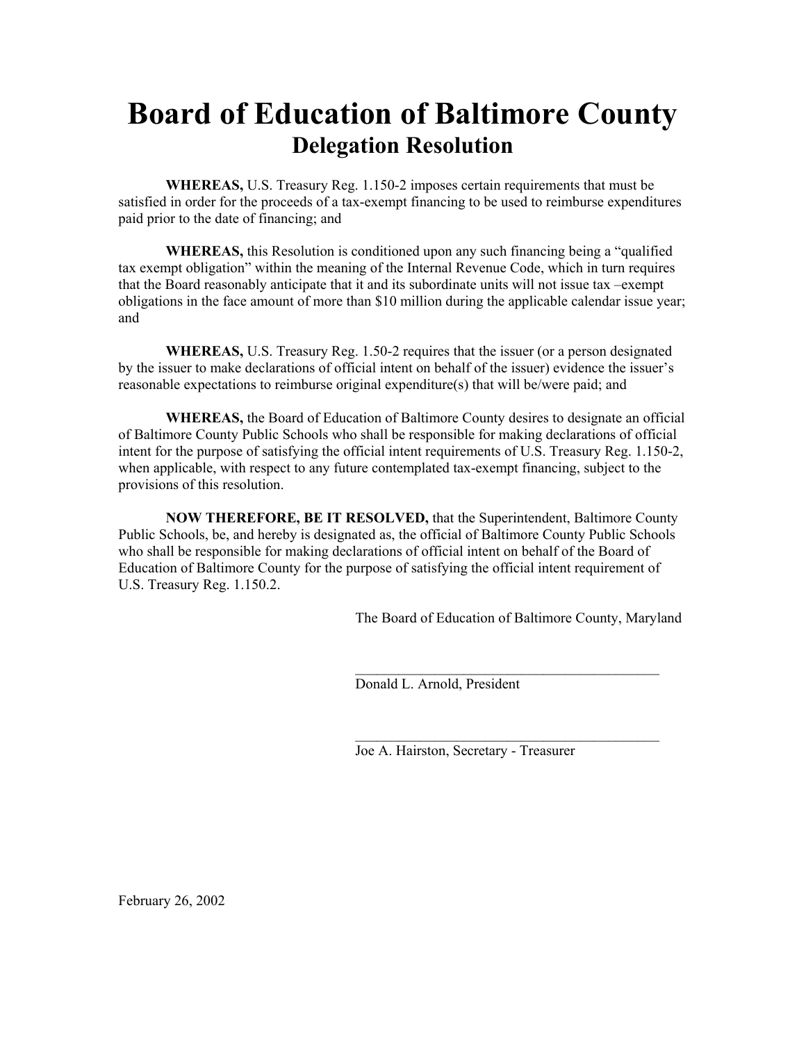# Board of Education of Baltimore County

## Delegation Resolution

**WHEREAS,** U.S. Treasury Reg. 1.150-2 imposes certain requirements that must be satisfied in order for the proceeds of a tax-exempt financing to be used to reimburse expenditures paid prior to the date of financing; and

**WHEREAS,** this Resolution is conditioned upon any such financing being a "qualified tax exempt obligation" within the meaning of the Internal Revenue Code, which in turn requires that the Board reasonably anticipate that it and its subordinate units will not issue tax –exempt obligations in the face amount of more than $10 million during the applicable calendar issue year; and

**WHEREAS,** U.S. Treasury Reg. 1.50-2 requires that the issuer (or a person designated by the issuer to make declarations of official intent on behalf of the issuer) evidence the issuer's reasonable expectations to reimburse original expenditure(s) that will be/were paid; and

**WHEREAS,** the Board of Education of Baltimore County desires to designate an official of Baltimore County Public Schools who shall be responsible for making declarations of official intent for the purpose of satisfying the official intent requirements of U.S. Treasury Reg. 1.150-2, when applicable, with respect to any future contemplated tax-exempt financing, subject to the provisions of this resolution.

**NOW THEREFORE, BE IT RESOLVED,** that the Superintendent, Baltimore County Public Schools, be, and hereby is designated as, the official of Baltimore County Public Schools who shall be responsible for making declarations of official intent on behalf of the Board of Education of Baltimore County for the purpose of satisfying the official intent requirement of U.S. Treasury Reg. 1.150.2.

The Board of Education of Baltimore County, Maryland

\_\_\_\_\_\_\_\_\_\_\_\_\_\_\_\_\_\_\_\_\_\_\_\_\_\_\_\_\_\_\_\_\_\_\_\_\_\_\_\_\_\_

Donald L. Arnold, President

\_\_\_\_\_\_\_\_\_\_\_\_\_\_\_\_\_\_\_\_\_\_\_\_\_\_\_\_\_\_\_\_\_\_\_\_\_\_\_\_\_\_

Joe A. Hairston, Secretary - Treasurer

February 26, 2002